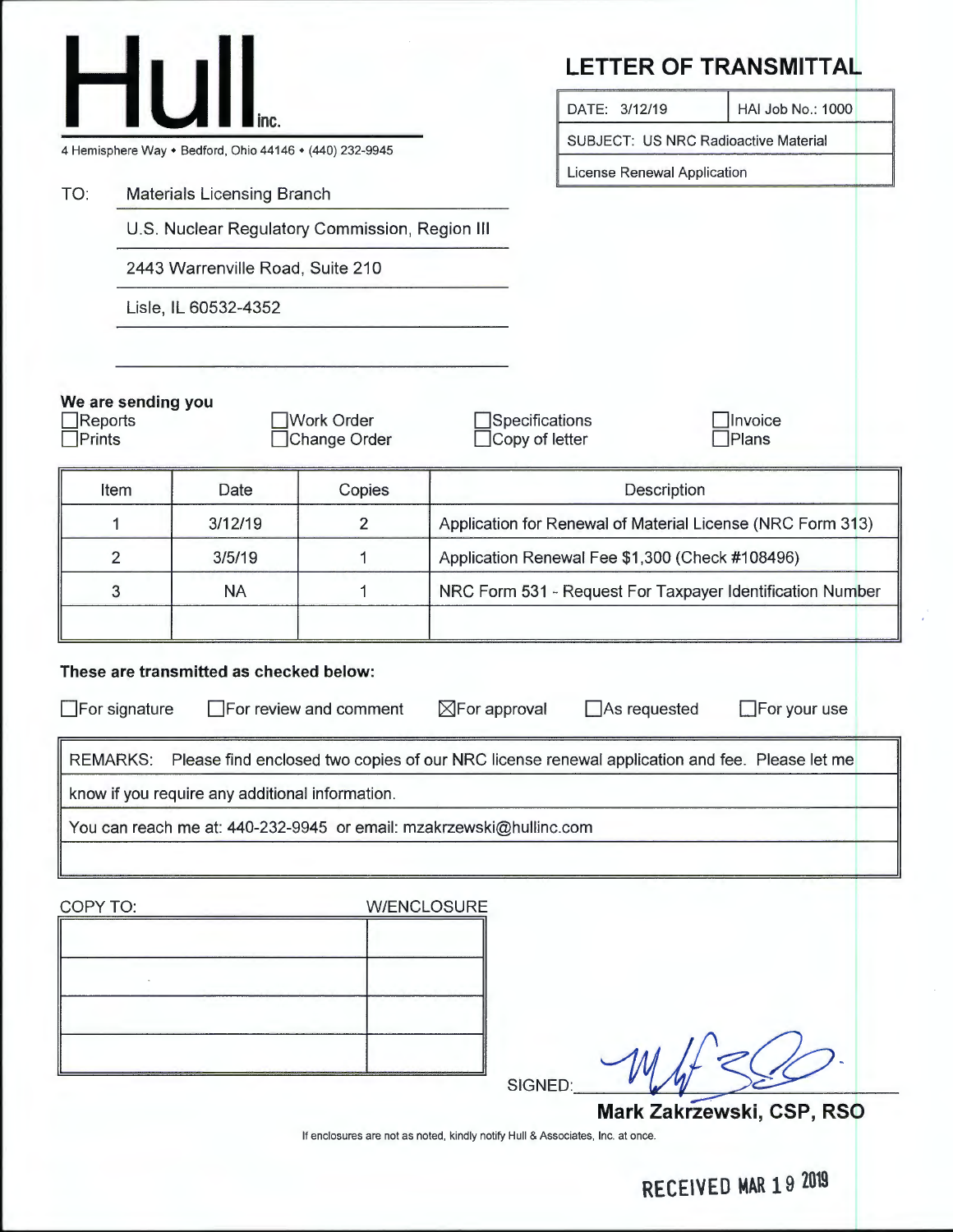# Hull inc.

4 Hemisphere Way • Bedford, Ohio 44146 • (440) 232-9945

## LETTER OF TRANSMITTAL

| DATE: 3/12/19 | HAI Job No.: 1000 |
|---|---|
| SUBJECT: US NRC Radioactive Material License Renewal Application | |

TO: Materials Licensing Branch
U.S. Nuclear Regulatory Commission, Region III
2443 Warrenville Road, Suite 210
Lisle, IL 60532-4352

**We are sending you**

☐ Reports ☐ Prints ☐ Work Order ☐ Change Order ☐ Specifications ☐ Copy of letter ☐ Invoice ☐ Plans

| Item | Date | Copies | Description |
|---|---|---|---|
| 1 | 3/12/19 | 2 | Application for Renewal of Material License (NRC Form 313) |
| 2 | 3/5/19 | 1 | Application Renewal Fee $1,300 (Check #108496) |
| 3 | NA | 1 | NRC Form 531 - Request For Taxpayer Identification Number |
| | | | |

**These are transmitted as checked below:**

☐ For signature ☐ For review and comment ☒ For approval ☐ As requested ☐ For your use

REMARKS: Please find enclosed two copies of our NRC license renewal application and fee. Please let me know if you require any additional information.

You can reach me at: 440-232-9945 or email: mzakrzewski@hullinc.com

| COPY TO: | W/ENCLOSURE |
|---|---|
| | |
| | |
| | |
| | |

SIGNED: [signature]

**Mark Zakrzewski, CSP, RSO**

If enclosures are not as noted, kindly notify Hull & Associates, Inc. at once.

RECEIVED MAR 19 2019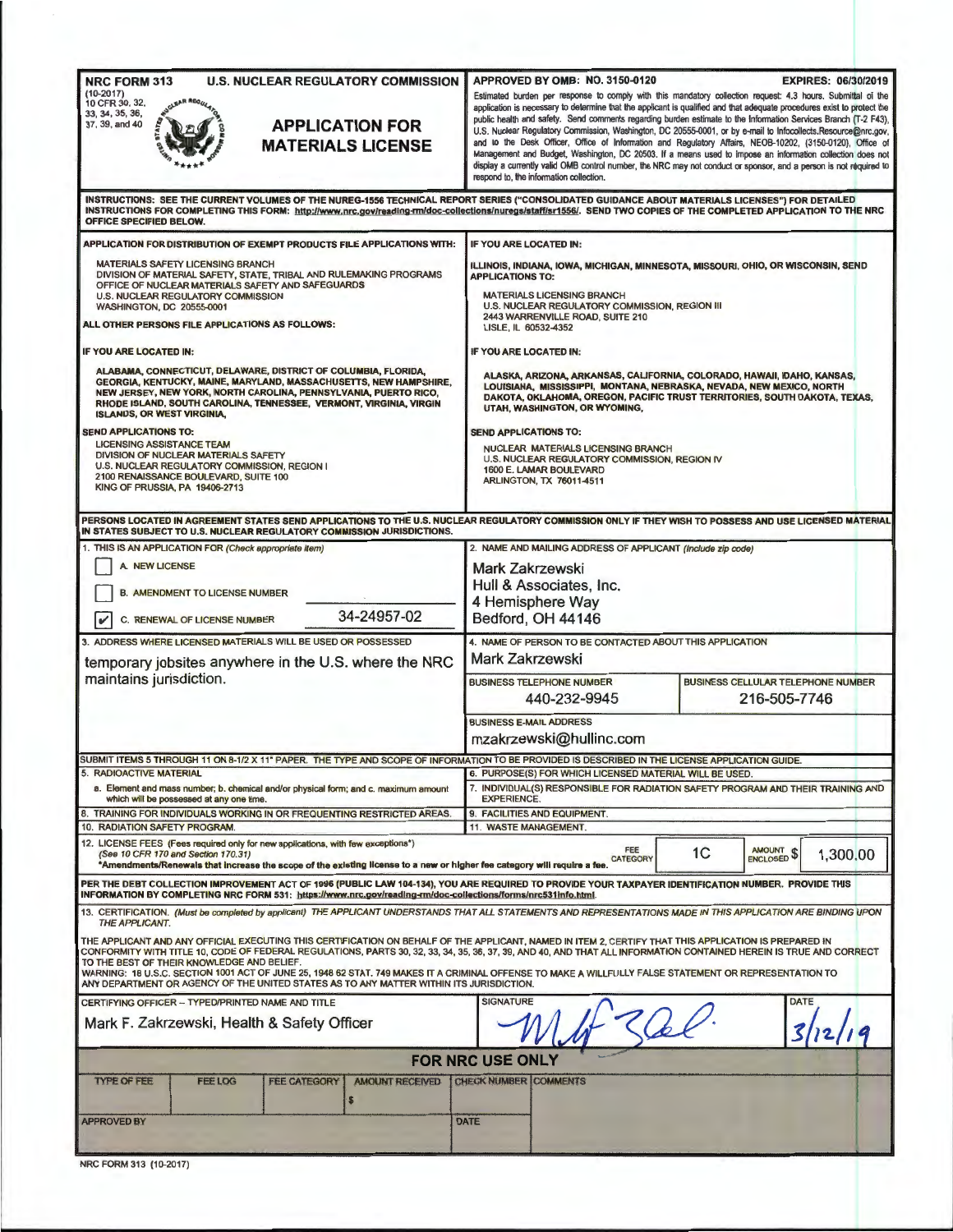**NRC FORM 313**
(10-2017)
10 CFR 30, 32, 33, 34, 35, 36, 37, 39, and 40

**U.S. NUCLEAR REGULATORY COMMISSION**

# APPLICATION FOR MATERIALS LICENSE

**APPROVED BY OMB: NO. 3150-0120** **EXPIRES: 06/30/2019**

Estimated burden per response to comply with this mandatory collection request: 4.3 hours. Submittal of the application is necessary to determine that the applicant is qualified and that adequate procedures exist to protect the public health and safety. Send comments regarding burden estimate to the Information Services Branch (T-2 F43), U.S. Nuclear Regulatory Commission, Washington, DC 20555-0001, or by e-mail to Infocollects.Resource@nrc.gov, and to the Desk Officer, Office of Information and Regulatory Affairs, NEOB-10202, (3150-0120), Office of Management and Budget, Washington, DC 20503. If a means used to impose an information collection does not display a currently valid OMB control number, the NRC may not conduct or sponsor, and a person is not required to respond to, the information collection.

**INSTRUCTIONS: SEE THE CURRENT VOLUMES OF THE NUREG-1556 TECHNICAL REPORT SERIES ("CONSOLIDATED GUIDANCE ABOUT MATERIALS LICENSES") FOR DETAILED INSTRUCTIONS FOR COMPLETING THIS FORM: http://www.nrc.gov/reading-rm/doc-collections/nuregs/staff/sr1556/. SEND TWO COPIES OF THE COMPLETED APPLICATION TO THE NRC OFFICE SPECIFIED BELOW.**

**APPLICATION FOR DISTRIBUTION OF EXEMPT PRODUCTS FILE APPLICATIONS WITH:**

MATERIALS SAFETY LICENSING BRANCH
DIVISION OF MATERIAL SAFETY, STATE, TRIBAL AND RULEMAKING PROGRAMS
OFFICE OF NUCLEAR MATERIALS SAFETY AND SAFEGUARDS
U.S. NUCLEAR REGULATORY COMMISSION
WASHINGTON, DC 20555-0001

**ALL OTHER PERSONS FILE APPLICATIONS AS FOLLOWS:**

**IF YOU ARE LOCATED IN:**

ALABAMA, CONNECTICUT, DELAWARE, DISTRICT OF COLUMBIA, FLORIDA, GEORGIA, KENTUCKY, MAINE, MARYLAND, MASSACHUSETTS, NEW HAMPSHIRE, NEW JERSEY, NEW YORK, NORTH CAROLINA, PENNSYLVANIA, PUERTO RICO, RHODE ISLAND, SOUTH CAROLINA, TENNESSEE, VERMONT, VIRGINIA, VIRGIN ISLANDS, OR WEST VIRGINIA,

**SEND APPLICATIONS TO:**

LICENSING ASSISTANCE TEAM
DIVISION OF NUCLEAR MATERIALS SAFETY
U.S. NUCLEAR REGULATORY COMMISSION, REGION I
2100 RENAISSANCE BOULEVARD, SUITE 100
KING OF PRUSSIA, PA 19406-2713

**IF YOU ARE LOCATED IN:**

ILLINOIS, INDIANA, IOWA, MICHIGAN, MINNESOTA, MISSOURI, OHIO, OR WISCONSIN, SEND APPLICATIONS TO:

MATERIALS LICENSING BRANCH
U.S. NUCLEAR REGULATORY COMMISSION, REGION III
2443 WARRENVILLE ROAD, SUITE 210
LISLE, IL 60532-4352

**IF YOU ARE LOCATED IN:**

ALASKA, ARIZONA, ARKANSAS, CALIFORNIA, COLORADO, HAWAII, IDAHO, KANSAS, LOUISIANA, MISSISSIPPI, MONTANA, NEBRASKA, NEVADA, NEW MEXICO, NORTH DAKOTA, OKLAHOMA, OREGON, PACIFIC TRUST TERRITORIES, SOUTH DAKOTA, TEXAS, UTAH, WASHINGTON, OR WYOMING,

**SEND APPLICATIONS TO:**

NUCLEAR MATERIALS LICENSING BRANCH
U.S. NUCLEAR REGULATORY COMMISSION, REGION IV
1600 E. LAMAR BOULEVARD
ARLINGTON, TX 76011-4511

**PERSONS LOCATED IN AGREEMENT STATES SEND APPLICATIONS TO THE U.S. NUCLEAR REGULATORY COMMISSION ONLY IF THEY WISH TO POSSESS AND USE LICENSED MATERIAL IN STATES SUBJECT TO U.S. NUCLEAR REGULATORY COMMISSION JURISDICTIONS.**

**1. THIS IS AN APPLICATION FOR** *(Check appropriate item)*

- [ ] A. NEW LICENSE
- [ ] B. AMENDMENT TO LICENSE NUMBER
- [x] C. RENEWAL OF LICENSE NUMBER 34-24957-02

**2. NAME AND MAILING ADDRESS OF APPLICANT** *(Include zip code)*

Mark Zakrzewski
Hull & Associates, Inc.
4 Hemisphere Way
Bedford, OH 44146

**3. ADDRESS WHERE LICENSED MATERIALS WILL BE USED OR POSSESSED**

temporary jobsites anywhere in the U.S. where the NRC maintains jurisdiction.

**4. NAME OF PERSON TO BE CONTACTED ABOUT THIS APPLICATION**

Mark Zakrzewski

| BUSINESS TELEPHONE NUMBER | BUSINESS CELLULAR TELEPHONE NUMBER |
|---|---|
| 440-232-9945 | 216-505-7746 |

**BUSINESS E-MAIL ADDRESS**

mzakrzewski@hullinc.com

**SUBMIT ITEMS 5 THROUGH 11 ON 8-1/2 X 11" PAPER. THE TYPE AND SCOPE OF INFORMATION TO BE PROVIDED IS DESCRIBED IN THE LICENSE APPLICATION GUIDE.**

5. RADIOACTIVE MATERIAL
   a. Element and mass number; b. chemical and/or physical form; and c. maximum amount which will be possessed at any one time.
6. PURPOSE(S) FOR WHICH LICENSED MATERIAL WILL BE USED.
7. INDIVIDUAL(S) RESPONSIBLE FOR RADIATION SAFETY PROGRAM AND THEIR TRAINING AND EXPERIENCE.
8. TRAINING FOR INDIVIDUALS WORKING IN OR FREQUENTING RESTRICTED AREAS.
9. FACILITIES AND EQUIPMENT.
10. RADIATION SAFETY PROGRAM.
11. WASTE MANAGEMENT.

**12. LICENSE FEES** (Fees required only for new applications, with few exceptions*)
(See 10 CFR 170 and Section 170.31)
*Amendments/Renewals that increase the scope of the existing license to a new or higher fee category will require a fee.

FEE CATEGORY: 1C AMOUNT ENCLOSED: $ 1,300.00

**PER THE DEBT COLLECTION IMPROVEMENT ACT OF 1996 (PUBLIC LAW 104-134), YOU ARE REQUIRED TO PROVIDE YOUR TAXPAYER IDENTIFICATION NUMBER. PROVIDE THIS INFORMATION BY COMPLETING NRC FORM 531: https://www.nrc.gov/reading-rm/doc-collections/forms/nrc531info.html.**

**13. CERTIFICATION.** *(Must be completed by applicant) THE APPLICANT UNDERSTANDS THAT ALL STATEMENTS AND REPRESENTATIONS MADE IN THIS APPLICATION ARE BINDING UPON THE APPLICANT.*

THE APPLICANT AND ANY OFFICIAL EXECUTING THIS CERTIFICATION ON BEHALF OF THE APPLICANT, NAMED IN ITEM 2, CERTIFY THAT THIS APPLICATION IS PREPARED IN CONFORMITY WITH TITLE 10, CODE OF FEDERAL REGULATIONS, PARTS 30, 32, 33, 34, 35, 36, 37, 39, AND 40, AND THAT ALL INFORMATION CONTAINED HEREIN IS TRUE AND CORRECT TO THE BEST OF THEIR KNOWLEDGE AND BELIEF.

WARNING: 18 U.S.C. SECTION 1001 ACT OF JUNE 25, 1948 62 STAT. 749 MAKES IT A CRIMINAL OFFENSE TO MAKE A WILLFULLY FALSE STATEMENT OR REPRESENTATION TO ANY DEPARTMENT OR AGENCY OF THE UNITED STATES AS TO ANY MATTER WITHIN ITS JURISDICTION.

| CERTIFYING OFFICER – TYPED/PRINTED NAME AND TITLE | SIGNATURE | DATE |
|---|---|---|
| Mark F. Zakrzewski, Health & Safety Officer | MFZak | 3/12/19 |

**FOR NRC USE ONLY**

| TYPE OF FEE | FEE LOG | FEE CATEGORY | AMOUNT RECEIVED | CHECK NUMBER | COMMENTS |
|---|---|---|---|---|---|
| | | | $ | | |
| APPROVED BY | | | | DATE | |

NRC FORM 313 (10-2017)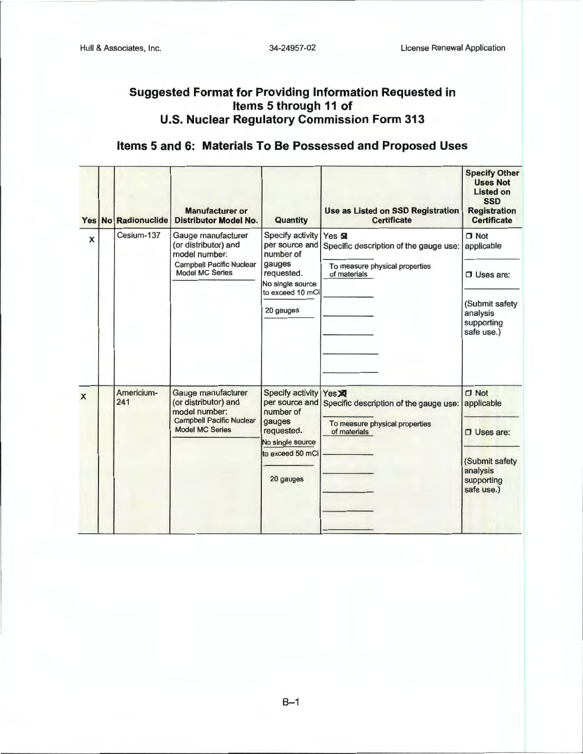## Suggested Format for Providing Information Requested in Items 5 through 11 of U.S. Nuclear Regulatory Commission Form 313

## Items 5 and 6: Materials To Be Possessed and Proposed Uses

| Yes | No | Radionuclide | Manufacturer or Distributor Model No. | Quantity | Use as Listed on SSD Registration Certificate | Specify Other Uses Not Listed on SSD Registration Certificate |
|---|---|---|---|---|---|---|
| X | | Cesium-137 | Gauge manufacturer (or distributor) and model number: Campbell Pacific Nuclear Model MC Series | Specify activity per source and number of gauges requested. No single source to exceed 10 mCi<br>20 gauges | Yes ☒<br>Specific description of the gauge use: To measure physical properties of materials | ☐ Not applicable<br>☐ Uses are:<br>(Submit safety analysis supporting safe use.) |
| X | | Americium-241 | Gauge manufacturer (or distributor) and model number: Campbell Pacific Nuclear Model MC Series | Specify activity per source and number of gauges requested. No single source to exceed 50 mCi<br>20 gauges | Yes ☒<br>Specific description of the gauge use: To measure physical properties of materials | ☐ Not applicable<br>☐ Uses are:<br>(Submit safety analysis supporting safe use.) |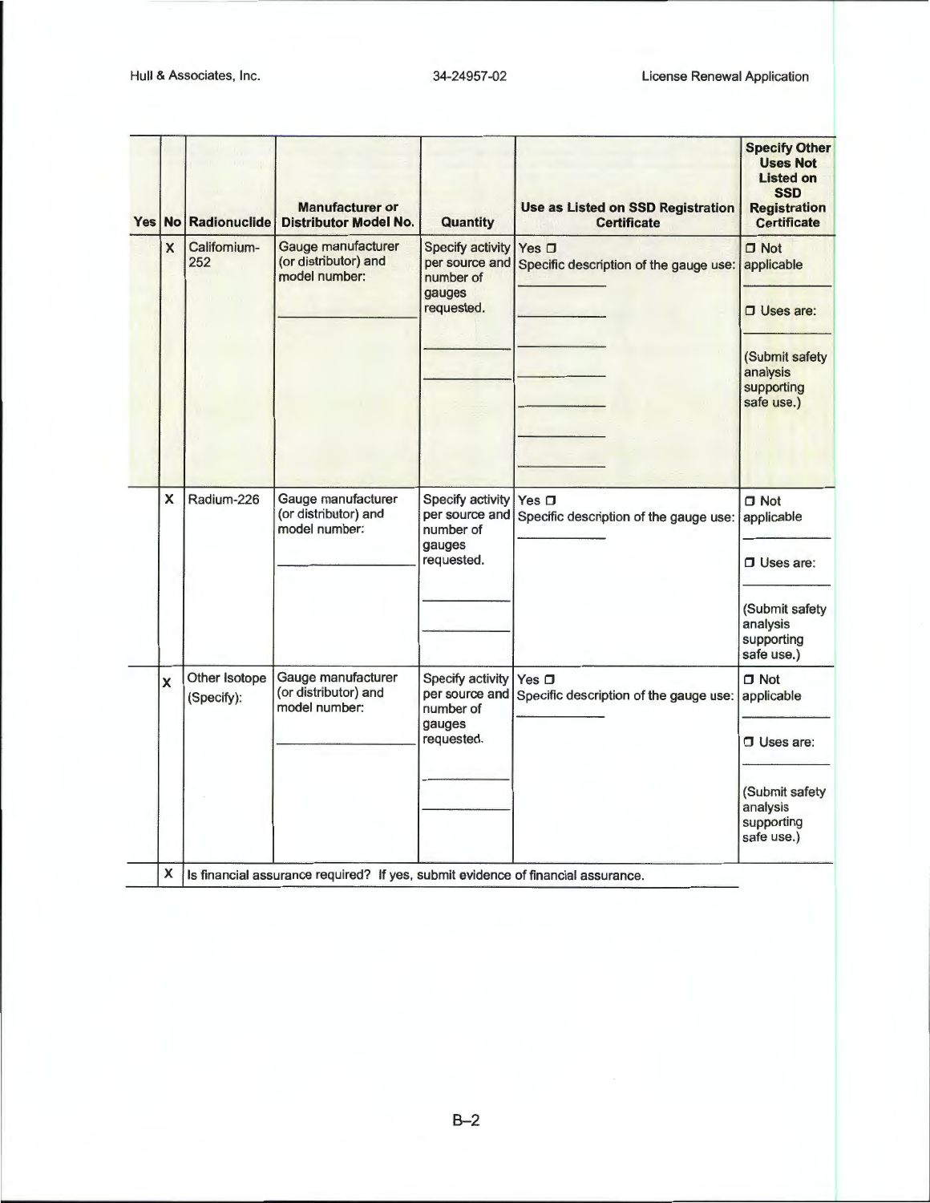| Yes | No | Radionuclide | Manufacturer or Distributor Model No. | Quantity | Use as Listed on SSD Registration Certificate | Specify Other Uses Not Listed on SSD Registration Certificate |
|---|---|---|---|---|---|---|
| | X | Californium-252 | Gauge manufacturer (or distributor) and model number: ______ | Specify activity per source and number of gauges requested. ______ ______ | Yes ☐ Specific description of the gauge use: ______ ______ ______ ______ ______ ______ ______ | ☐ Not applicable ______ ☐ Uses are: ______ (Submit safety analysis supporting safe use.) |
| | X | Radium-226 | Gauge manufacturer (or distributor) and model number: ______ | Specify activity per source and number of gauges requested. ______ ______ | Yes ☐ Specific description of the gauge use: ______ | ☐ Not applicable ______ ☐ Uses are: ______ (Submit safety analysis supporting safe use.) |
| | X | Other Isotope (Specify): | Gauge manufacturer (or distributor) and model number: ______ | Specify activity per source and number of gauges requested. ______ ______ | Yes ☐ Specific description of the gauge use: ______ | ☐ Not applicable ______ ☐ Uses are: ______ (Submit safety analysis supporting safe use.) |
| | X | Is financial assurance required? If yes, submit evidence of financial assurance. | | | | |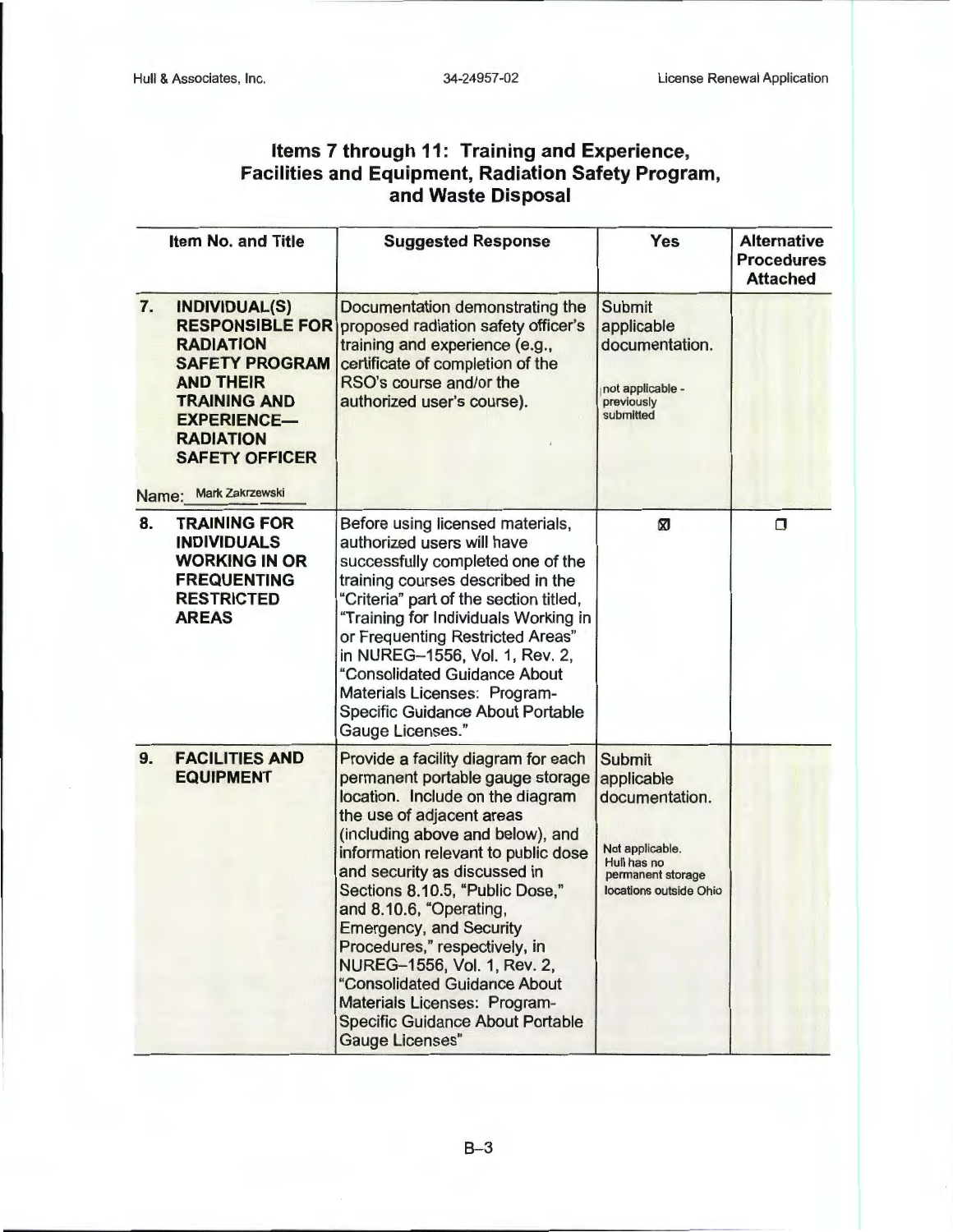## Items 7 through 11: Training and Experience, Facilities and Equipment, Radiation Safety Program, and Waste Disposal

| Item No. and Title | Suggested Response | Yes | Alternative Procedures Attached |
|---|---|---|---|
| **7. INDIVIDUAL(S) RESPONSIBLE FOR RADIATION SAFETY PROGRAM AND THEIR TRAINING AND EXPERIENCE— RADIATION SAFETY OFFICER**<br><br>Name: Mark Zakrzewski | Documentation demonstrating the proposed radiation safety officer's training and experience (e.g., certificate of completion of the RSO's course and/or the authorized user's course). | Submit applicable documentation.<br><br>not applicable - previously submitted | |
| **8. TRAINING FOR INDIVIDUALS WORKING IN OR FREQUENTING RESTRICTED AREAS** | Before using licensed materials, authorized users will have successfully completed one of the training courses described in the "Criteria" part of the section titled, "Training for Individuals Working in or Frequenting Restricted Areas" in NUREG–1556, Vol. 1, Rev. 2, "Consolidated Guidance About Materials Licenses: Program-Specific Guidance About Portable Gauge Licenses." | ☒ | ☐ |
| **9. FACILITIES AND EQUIPMENT** | Provide a facility diagram for each permanent portable gauge storage location. Include on the diagram the use of adjacent areas (including above and below), and information relevant to public dose and security as discussed in Sections 8.10.5, "Public Dose," and 8.10.6, "Operating, Emergency, and Security Procedures," respectively, in NUREG–1556, Vol. 1, Rev. 2, "Consolidated Guidance About Materials Licenses: Program-Specific Guidance About Portable Gauge Licenses" | Submit applicable documentation.<br><br>Not applicable. Hull has no permanent storage locations outside Ohio | |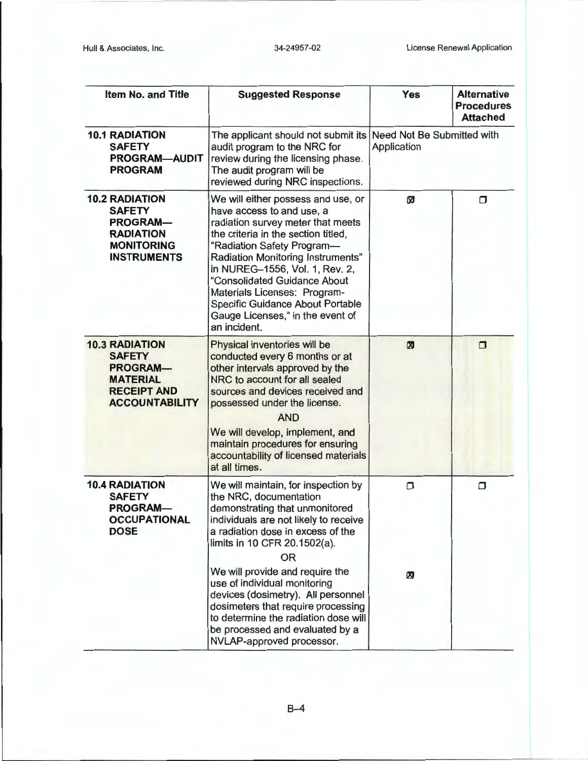| Item No. and Title | Suggested Response | Yes | Alternative Procedures Attached |
|---|---|---|---|
| **10.1 RADIATION SAFETY PROGRAM—AUDIT PROGRAM** | The applicant should not submit its audit program to the NRC for review during the licensing phase. The audit program will be reviewed during NRC inspections. | Need Not Be Submitted with Application | |
| **10.2 RADIATION SAFETY PROGRAM— RADIATION MONITORING INSTRUMENTS** | We will either possess and use, or have access to and use, a radiation survey meter that meets the criteria in the section titled, "Radiation Safety Program— Radiation Monitoring Instruments" in NUREG–1556, Vol. 1, Rev. 2, "Consolidated Guidance About Materials Licenses: Program-Specific Guidance About Portable Gauge Licenses," in the event of an incident. | ☒ | ☐ |
| **10.3 RADIATION SAFETY PROGRAM— MATERIAL RECEIPT AND ACCOUNTABILITY** | Physical inventories will be conducted every 6 months or at other intervals approved by the NRC to account for all sealed sources and devices received and possessed under the license.<br>AND<br>We will develop, implement, and maintain procedures for ensuring accountability of licensed materials at all times. | ☒ | ☐ |
| **10.4 RADIATION SAFETY PROGRAM— OCCUPATIONAL DOSE** | We will maintain, for inspection by the NRC, documentation demonstrating that unmonitored individuals are not likely to receive a radiation dose in excess of the limits in 10 CFR 20.1502(a).<br>OR<br>We will provide and require the use of individual monitoring devices (dosimetry). All personnel dosimeters that require processing to determine the radiation dose will be processed and evaluated by a NVLAP-approved processor. | ☐<br><br>☒ | ☐ |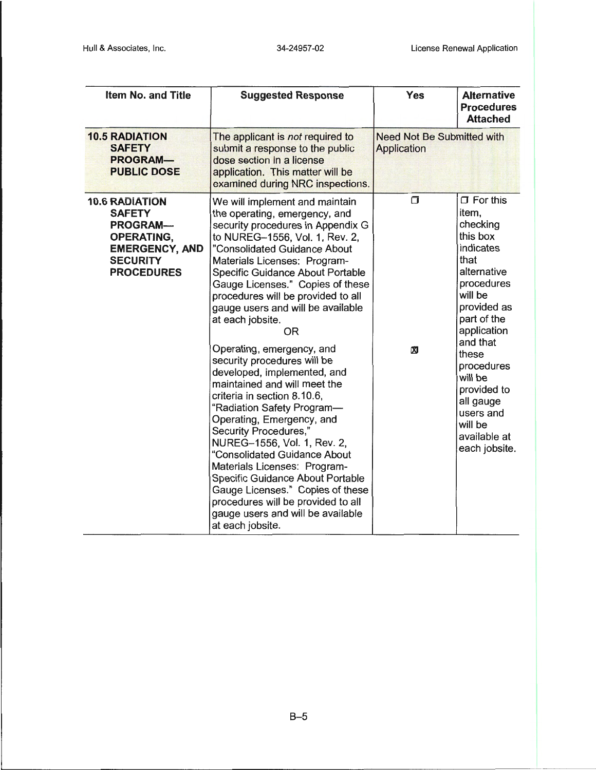| Item No. and Title | Suggested Response | Yes | Alternative Procedures Attached |
|---|---|---|---|
| **10.5 RADIATION SAFETY PROGRAM—PUBLIC DOSE** | The applicant is *not* required to submit a response to the public dose section in a license application. This matter will be examined during NRC inspections. | Need Not Be Submitted with Application | |
| **10.6 RADIATION SAFETY PROGRAM—OPERATING, EMERGENCY, AND SECURITY PROCEDURES** | We will implement and maintain the operating, emergency, and security procedures in Appendix G to NUREG–1556, Vol. 1, Rev. 2, "Consolidated Guidance About Materials Licenses: Program-Specific Guidance About Portable Gauge Licenses." Copies of these procedures will be provided to all gauge users and will be available at each jobsite. | ☐ | ☐ For this item, checking this box indicates that alternative procedures will be provided as part of the application and that these procedures will be provided to all gauge users and will be available at each jobsite. |
| | OR | | |
| | Operating, emergency, and security procedures will be developed, implemented, and maintained and will meet the criteria in section 8.10.6, "Radiation Safety Program—Operating, Emergency, and Security Procedures," NUREG–1556, Vol. 1, Rev. 2, "Consolidated Guidance About Materials Licenses: Program-Specific Guidance About Portable Gauge Licenses." Copies of these procedures will be provided to all gauge users and will be available at each jobsite. | ☒ | |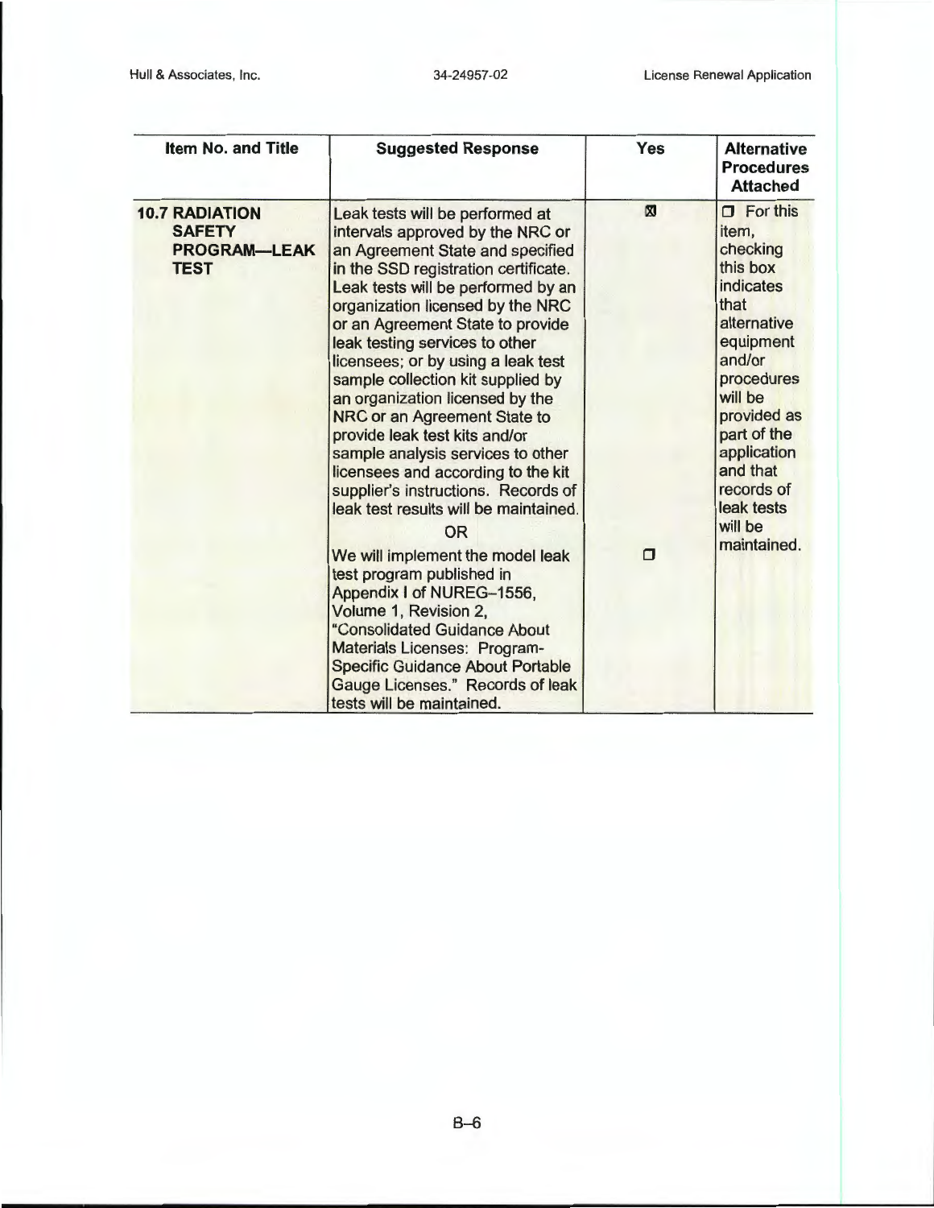| Item No. and Title | Suggested Response | Yes | Alternative Procedures Attached |
|---|---|---|---|
| **10.7 RADIATION SAFETY PROGRAM—LEAK TEST** | Leak tests will be performed at intervals approved by the NRC or an Agreement State and specified in the SSD registration certificate. Leak tests will be performed by an organization licensed by the NRC or an Agreement State to provide leak testing services to other licensees; or by using a leak test sample collection kit supplied by an organization licensed by the NRC or an Agreement State to provide leak test kits and/or sample analysis services to other licensees and according to the kit supplier's instructions. Records of leak test results will be maintained. | ☒ | ☐ For this item, checking this box indicates that alternative equipment and/or procedures will be provided as part of the application and that records of leak tests will be maintained. |
| | OR | | |
| | We will implement the model leak test program published in Appendix I of NUREG–1556, Volume 1, Revision 2, "Consolidated Guidance About Materials Licenses: Program-Specific Guidance About Portable Gauge Licenses." Records of leak tests will be maintained. | ☐ | |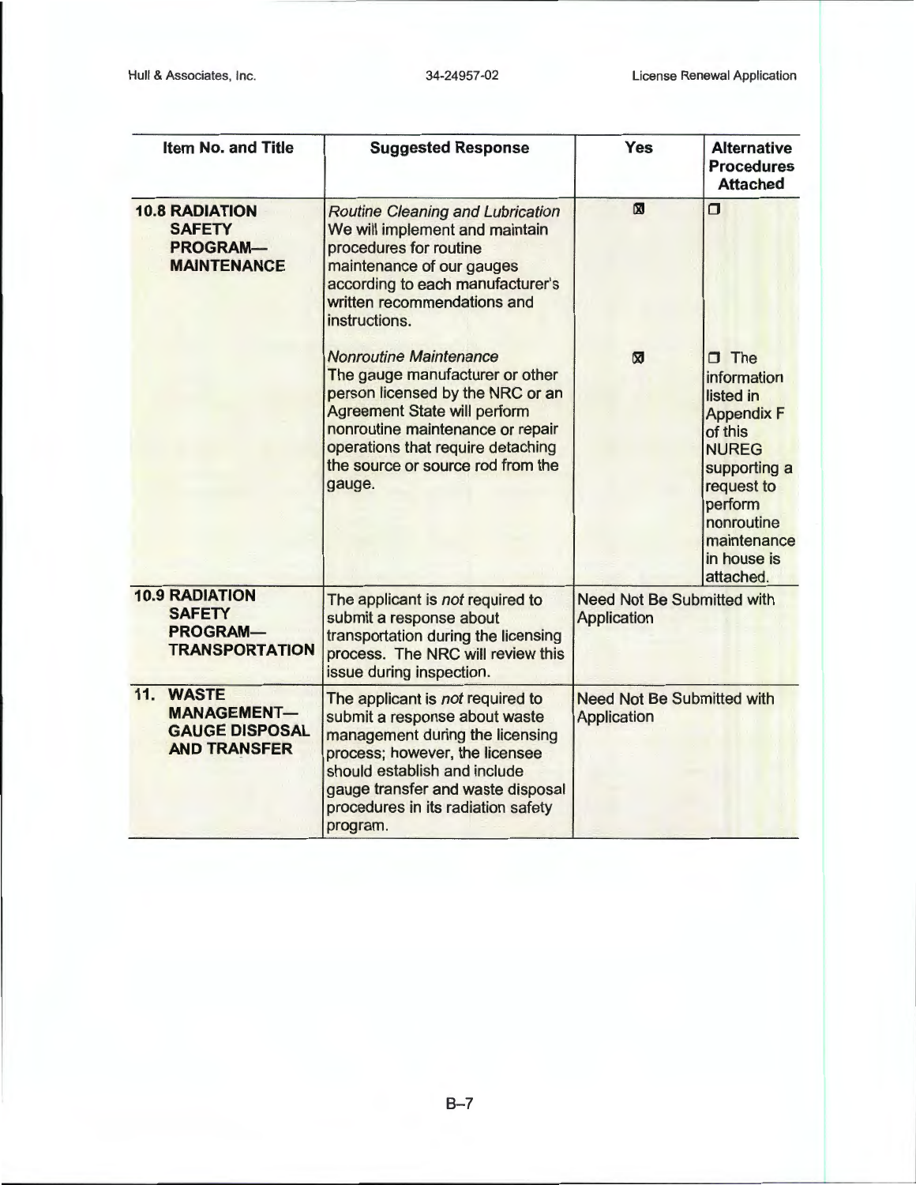| Item No. and Title | Suggested Response | Yes | Alternative Procedures Attached |
|---|---|---|---|
| **10.8 RADIATION SAFETY PROGRAM—MAINTENANCE** | *Routine Cleaning and Lubrication* We will implement and maintain procedures for routine maintenance of our gauges according to each manufacturer's written recommendations and instructions. | ☒ | ☐ |
| | *Nonroutine Maintenance* The gauge manufacturer or other person licensed by the NRC or an Agreement State will perform nonroutine maintenance or repair operations that require detaching the source or source rod from the gauge. | ☒ | ☐ The information listed in Appendix F of this NUREG supporting a request to perform nonroutine maintenance in house is attached. |
| **10.9 RADIATION SAFETY PROGRAM—TRANSPORTATION** | The applicant is *not* required to submit a response about transportation during the licensing process. The NRC will review this issue during inspection. | Need Not Be Submitted with Application | |
| **11. WASTE MANAGEMENT—GAUGE DISPOSAL AND TRANSFER** | The applicant is *not* required to submit a response about waste management during the licensing process; however, the licensee should establish and include gauge transfer and waste disposal procedures in its radiation safety program. | Need Not Be Submitted with Application | |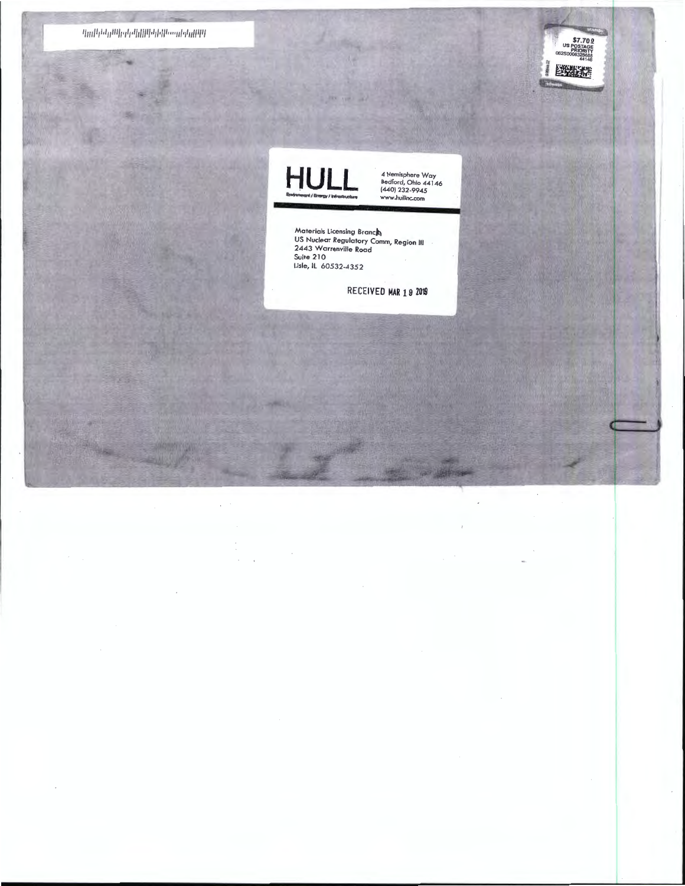$7.70
US POSTAGE
PRIORITY
062S0008328688
44146

**HULL**

Environment / Energy / Infrastructure

4 Hemisphere Way
Bedford, Ohio 44146
(440) 232-9945
www.hullinc.com

Materials Licensing Branch
US Nuclear Regulatory Comm, Region III
2443 Warrenville Road
Suite 210
Lisle, IL 60532-4352

RECEIVED MAR 1 9 2019